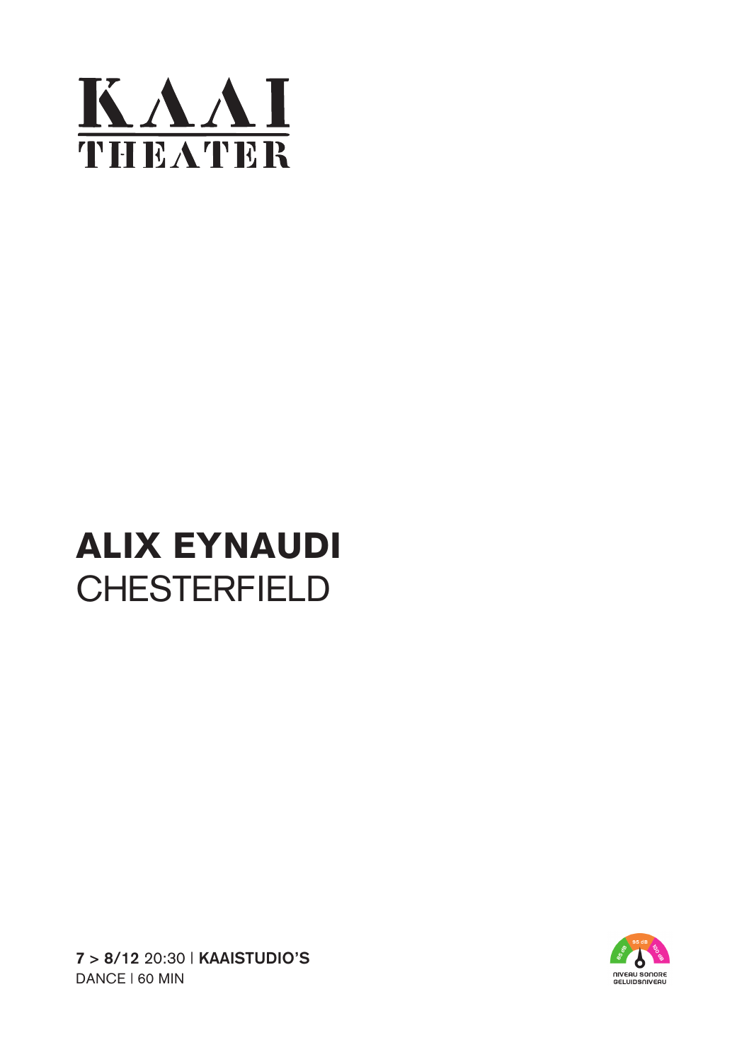KAAI THEATER

# ALIX EYNAUDI
## CHESTERFIELD

**7** > **8/12** 20:30 | **KAAISTUDIO'S**
DANCE | 60 MIN

85 dB 95 dB 100 dB
NIVEAU SONORE
GELUIDSNIVEAU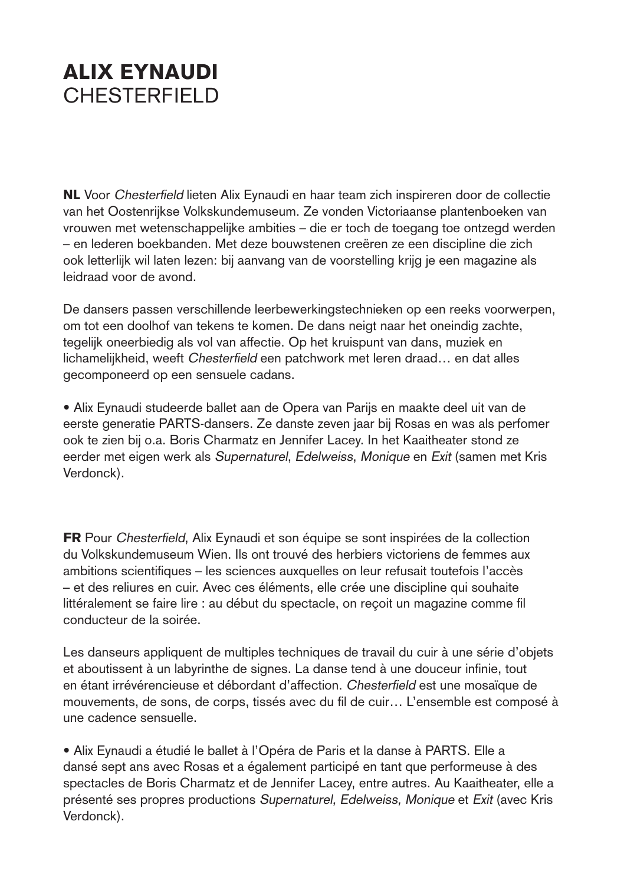# ALIX EYNAUDI
## CHESTERFIELD

**NL** Voor *Chesterfield* lieten Alix Eynaudi en haar team zich inspireren door de collectie van het Oostenrijkse Volkskundemuseum. Ze vonden Victoriaanse plantenboeken van vrouwen met wetenschappelijke ambities – die er toch de toegang toe ontzegd werden – en lederen boekbanden. Met deze bouwstenen creëren ze een discipline die zich ook letterlijk wil laten lezen: bij aanvang van de voorstelling krijg je een magazine als leidraad voor de avond.

De dansers passen verschillende leerbewerkingstechnieken op een reeks voorwerpen, om tot een doolhof van tekens te komen. De dans neigt naar het oneindig zachte, tegelijk oneerbiedig als vol van affectie. Op het kruispunt van dans, muziek en lichamelijkheid, weeft *Chesterfield* een patchwork met leren draad… en dat alles gecomponeerd op een sensuele cadans.

• Alix Eynaudi studeerde ballet aan de Opera van Parijs en maakte deel uit van de eerste generatie PARTS-dansers. Ze danste zeven jaar bij Rosas en was als perfomer ook te zien bij o.a. Boris Charmatz en Jennifer Lacey. In het Kaaitheater stond ze eerder met eigen werk als *Supernaturel*, *Edelweiss*, *Monique* en *Exit* (samen met Kris Verdonck).

**FR** Pour *Chesterfield*, Alix Eynaudi et son équipe se sont inspirées de la collection du Volkskundemuseum Wien. Ils ont trouvé des herbiers victoriens de femmes aux ambitions scientifiques – les sciences auxquelles on leur refusait toutefois l'accès – et des reliures en cuir. Avec ces éléments, elle crée une discipline qui souhaite littéralement se faire lire : au début du spectacle, on reçoit un magazine comme fil conducteur de la soirée.

Les danseurs appliquent de multiples techniques de travail du cuir à une série d'objets et aboutissent à un labyrinthe de signes. La danse tend à une douceur infinie, tout en étant irrévérencieuse et débordant d'affection. *Chesterfield* est une mosaïque de mouvements, de sons, de corps, tissés avec du fil de cuir… L'ensemble est composé à une cadence sensuelle.

• Alix Eynaudi a étudié le ballet à l'Opéra de Paris et la danse à PARTS. Elle a dansé sept ans avec Rosas et a également participé en tant que performeuse à des spectacles de Boris Charmatz et de Jennifer Lacey, entre autres. Au Kaaitheater, elle a présenté ses propres productions *Supernaturel, Edelweiss, Monique* et *Exit* (avec Kris Verdonck).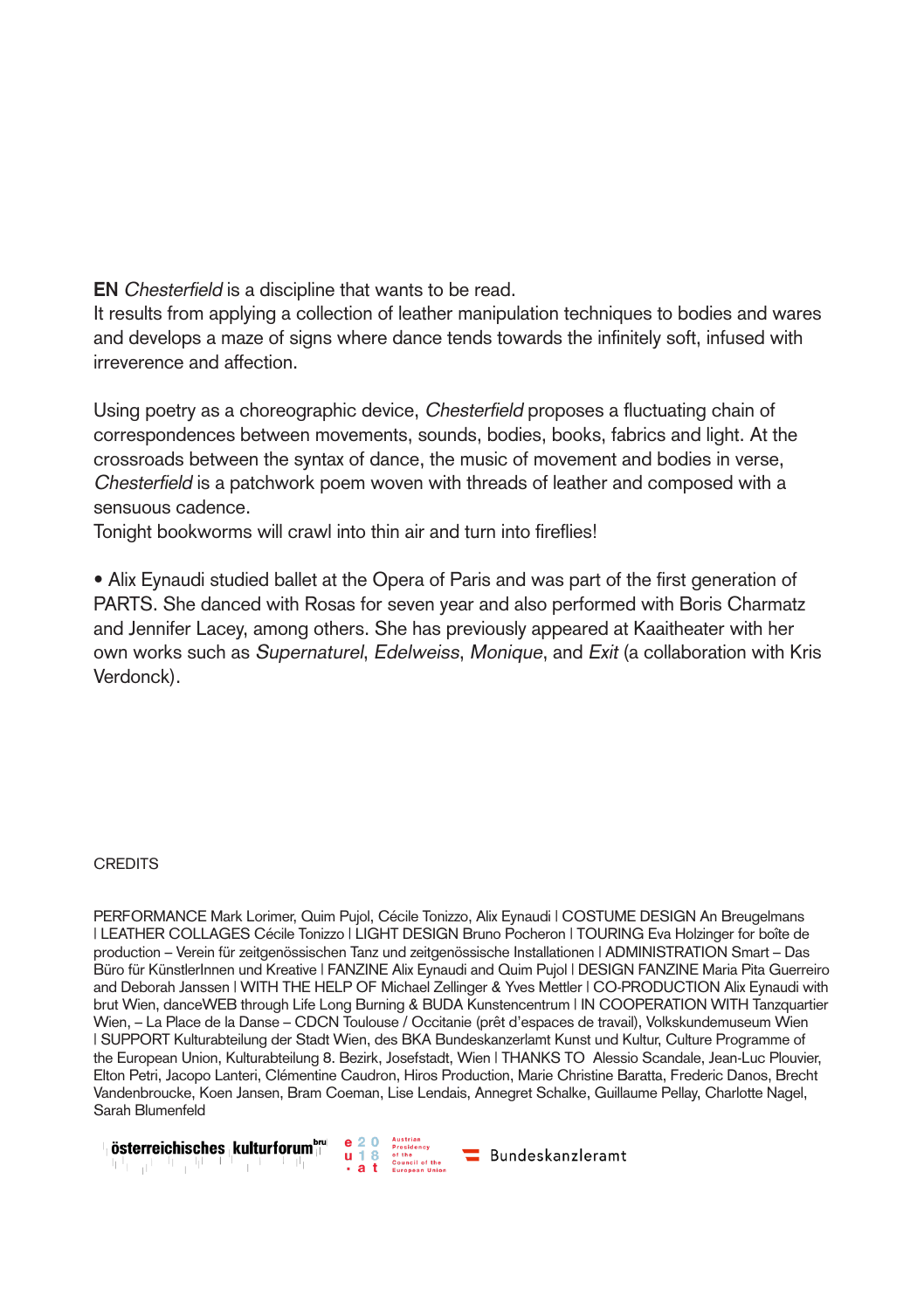**EN** *Chesterfield* is a discipline that wants to be read.
It results from applying a collection of leather manipulation techniques to bodies and wares and develops a maze of signs where dance tends towards the infinitely soft, infused with irreverence and affection.

Using poetry as a choreographic device, *Chesterfield* proposes a fluctuating chain of correspondences between movements, sounds, bodies, books, fabrics and light. At the crossroads between the syntax of dance, the music of movement and bodies in verse, *Chesterfield* is a patchwork poem woven with threads of leather and composed with a sensuous cadence.
Tonight bookworms will crawl into thin air and turn into fireflies!

• Alix Eynaudi studied ballet at the Opera of Paris and was part of the first generation of PARTS. She danced with Rosas for seven year and also performed with Boris Charmatz and Jennifer Lacey, among others. She has previously appeared at Kaaitheater with her own works such as *Supernaturel*, *Edelweiss*, *Monique*, and *Exit* (a collaboration with Kris Verdonck).

CREDITS

PERFORMANCE Mark Lorimer, Quim Pujol, Cécile Tonizzo, Alix Eynaudi | COSTUME DESIGN An Breugelmans | LEATHER COLLAGES Cécile Tonizzo | LIGHT DESIGN Bruno Pocheron | TOURING Eva Holzinger for boîte de production – Verein für zeitgenössischen Tanz und zeitgenössische Installationen | ADMINISTRATION Smart – Das Büro für KünstlerInnen und Kreative | FANZINE Alix Eynaudi and Quim Pujol | DESIGN FANZINE Maria Pita Guerreiro and Deborah Janssen | WITH THE HELP OF Michael Zellinger & Yves Mettler | CO-PRODUCTION Alix Eynaudi with brut Wien, danceWEB through Life Long Burning & BUDA Kunstencentrum | IN COOPERATION WITH Tanzquartier Wien, – La Place de la Danse – CDCN Toulouse / Occitanie (prêt d'espaces de travail), Volkskundemuseum Wien | SUPPORT Kulturabteilung der Stadt Wien, des BKA Bundeskanzleramt Kunst und Kultur, Culture Programme of the European Union, Kulturabteilung 8. Bezirk, Josefstadt, Wien | THANKS TO Alessio Scandale, Jean-Luc Plouvier, Elton Petri, Jacopo Lanteri, Clémentine Caudron, Hiros Production, Marie Christine Baratta, Frederic Danos, Brecht Vandenbroucke, Koen Jansen, Bram Coeman, Lise Lendais, Annegret Schalke, Guillaume Pellay, Charlotte Nagel, Sarah Blumenfeld

österreichisches kulturforum[bru] | eu2018.at Austrian Presidency of the Council of the European Union | Bundeskanzleramt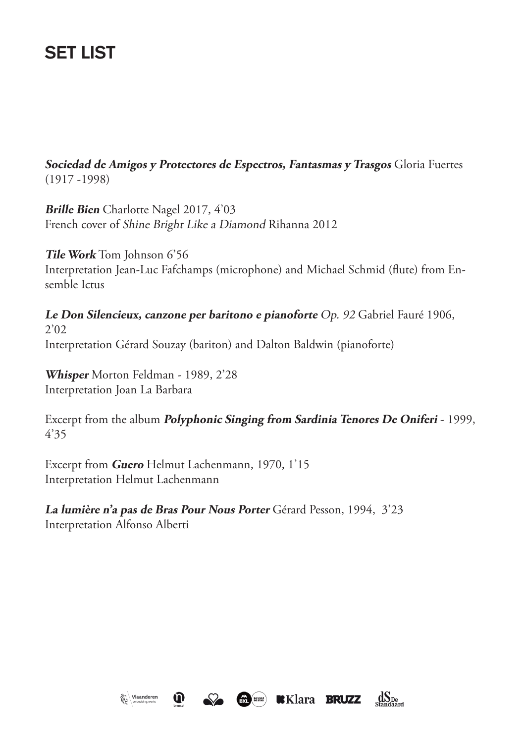# SET LIST

***Sociedad de Amigos y Protectores de Espectros, Fantasmas y Trasgos*** Gloria Fuertes (1917 -1998)

***Brille Bien*** Charlotte Nagel 2017, 4'03
French cover of *Shine Bright Like a Diamond* Rihanna 2012

***Tile Work*** Tom Johnson 6'56
Interpretation Jean-Luc Fafchamps (microphone) and Michael Schmid (flute) from Ensemble Ictus

***Le Don Silencieux, canzone per baritono e pianoforte*** *Op. 92* Gabriel Fauré 1906, 2'02
Interpretation Gérard Souzay (bariton) and Dalton Baldwin (pianoforte)

***Whisper*** Morton Feldman - 1989, 2'28
Interpretation Joan La Barbara

Excerpt from the album ***Polyphonic Singing from Sardinia Tenores De Oniferi*** - 1999, 4'35

Excerpt from ***Guero*** Helmut Lachenmann, 1970, 1'15
Interpretation Helmut Lachenmann

***La lumière n'a pas de Bras Pour Nous Porter*** Gérard Pesson, 1994, 3'23
Interpretation Alfonso Alberti